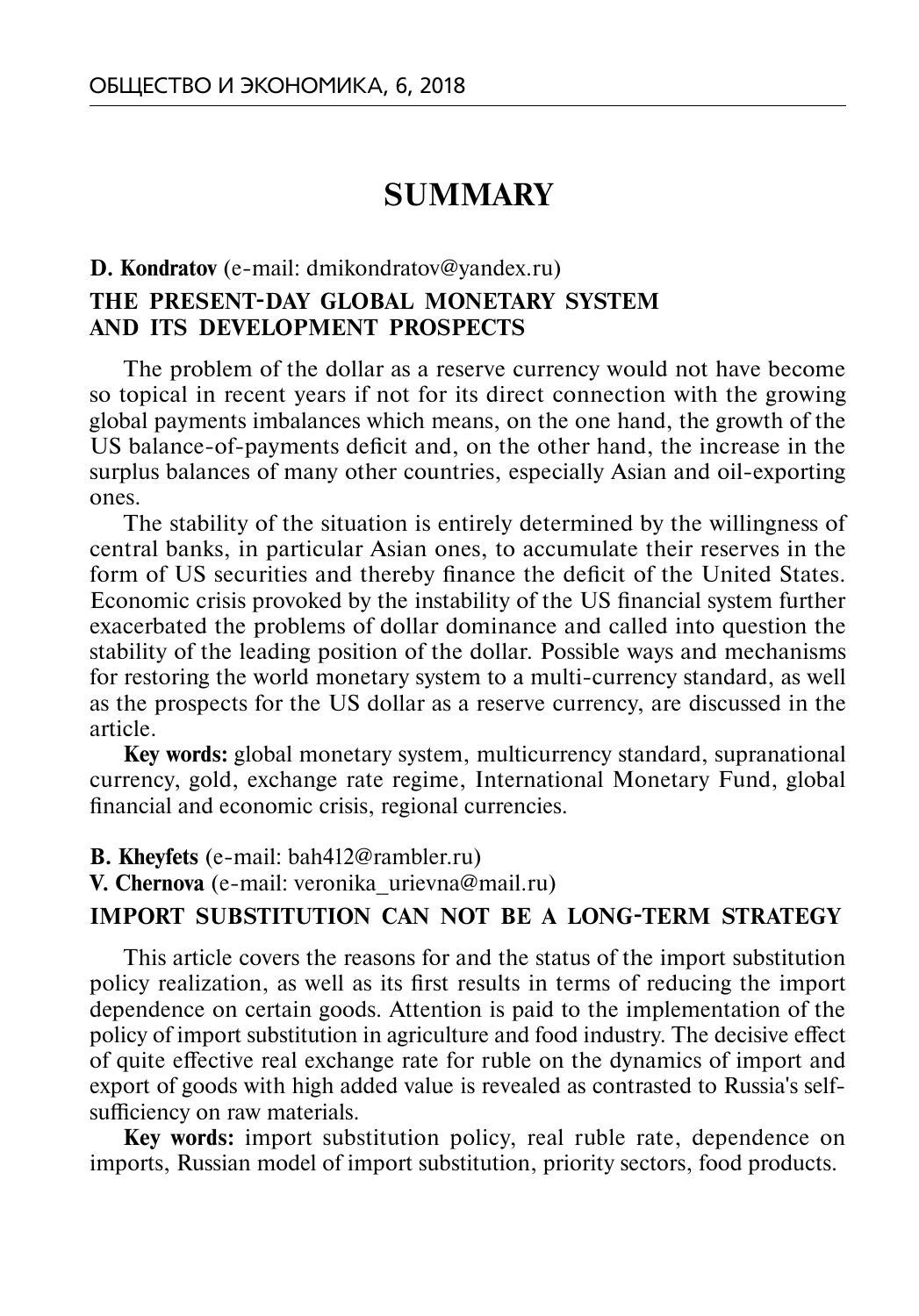# SUMMARY

**D. Kondratov** (e-mail: dmikondratov@yandex.ru)

## THE PRESENT-DAY GLOBAL MONETARY SYSTEM AND ITS DEVELOPMENT PROSPECTS

The problem of the dollar as a reserve currency would not have become so topical in recent years if not for its direct connection with the growing global payments imbalances which means, on the one hand, the growth of the US balance-of-payments deficit and, on the other hand, the increase in the surplus balances of many other countries, especially Asian and oil-exporting ones.

The stability of the situation is entirely determined by the willingness of central banks, in particular Asian ones, to accumulate their reserves in the form of US securities and thereby finance the deficit of the United States. Economic crisis provoked by the instability of the US financial system further exacerbated the problems of dollar dominance and called into question the stability of the leading position of the dollar. Possible ways and mechanisms for restoring the world monetary system to a multi-currency standard, as well as the prospects for the US dollar as a reserve currency, are discussed in the article.

**Key words:** global monetary system, multicurrency standard, supranational currency, gold, exchange rate regime, International Monetary Fund, global financial and economic crisis, regional currencies.

**B. Kheyfets** (e-mail: bah412@rambler.ru)

**V. Chernova** (e-mail: veronika_urievna@mail.ru)

## IMPORT SUBSTITUTION CAN NOT BE A LONG-TERM STRATEGY

This article covers the reasons for and the status of the import substitution policy realization, as well as its first results in terms of reducing the import dependence on certain goods. Attention is paid to the implementation of the policy of import substitution in agriculture and food industry. The decisive effect of quite effective real exchange rate for ruble on the dynamics of import and export of goods with high added value is revealed as contrasted to Russia's self-sufficiency on raw materials.

**Key words:** import substitution policy, real ruble rate, dependence on imports, Russian model of import substitution, priority sectors, food products.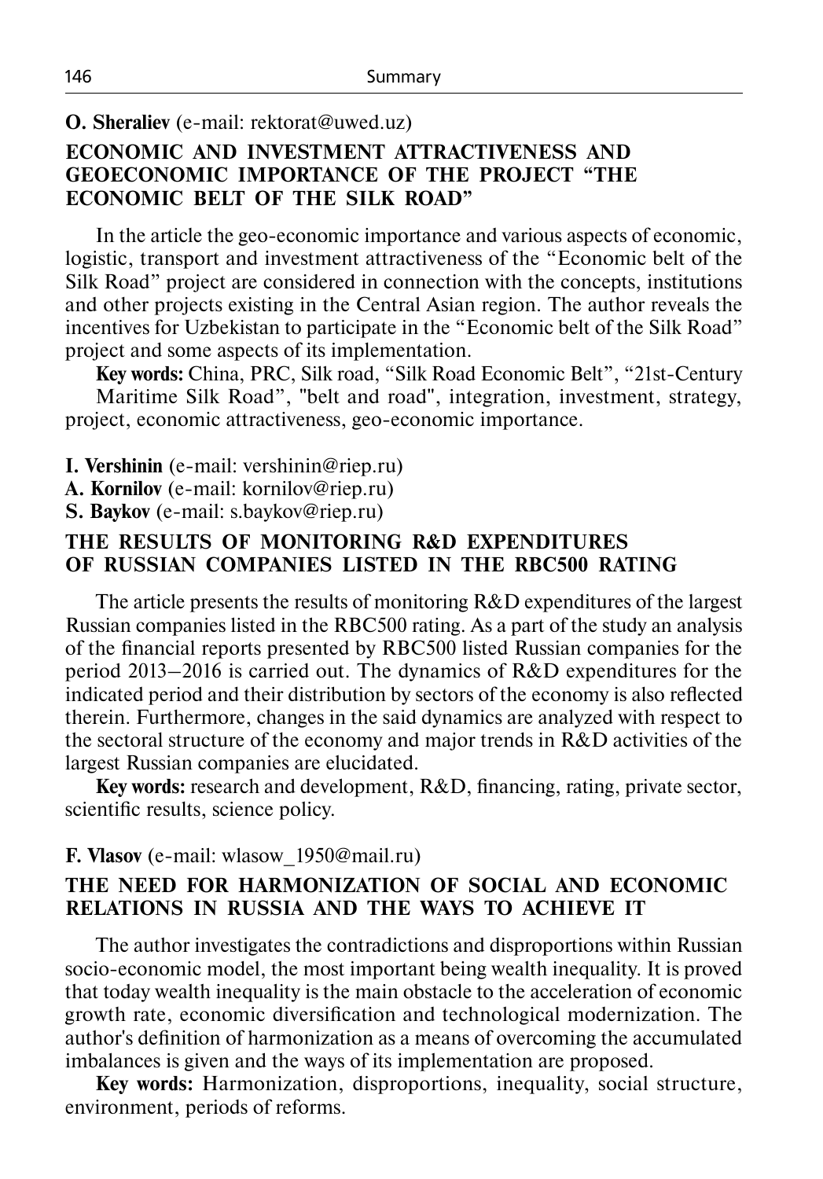**O. Sheraliev** (e-mail: rektorat@uwed.uz)

## ECONOMIC AND INVESTMENT ATTRACTIVENESS AND GEOECONOMIC IMPORTANCE OF THE PROJECT "THE ECONOMIC BELT OF THE SILK ROAD"

In the article the geo-economic importance and various aspects of economic, logistic, transport and investment attractiveness of the "Economic belt of the Silk Road" project are considered in connection with the concepts, institutions and other projects existing in the Central Asian region. The author reveals the incentives for Uzbekistan to participate in the "Economic belt of the Silk Road" project and some aspects of its implementation.

**Key words:** China, PRC, Silk road, "Silk Road Economic Belt", "21st-Century Maritime Silk Road", "belt and road", integration, investment, strategy, project, economic attractiveness, geo-economic importance.

**I. Vershinin** (e-mail: vershinin@riep.ru)
**A. Kornilov** (e-mail: kornilov@riep.ru)
**S. Baykov** (e-mail: s.baykov@riep.ru)

## THE RESULTS OF MONITORING R&D EXPENDITURES OF RUSSIAN COMPANIES LISTED IN THE RBC500 RATING

The article presents the results of monitoring R&D expenditures of the largest Russian companies listed in the RBC500 rating. As a part of the study an analysis of the financial reports presented by RBC500 listed Russian companies for the period 2013–2016 is carried out. The dynamics of R&D expenditures for the indicated period and their distribution by sectors of the economy is also reflected therein. Furthermore, changes in the said dynamics are analyzed with respect to the sectoral structure of the economy and major trends in R&D activities of the largest Russian companies are elucidated.

**Key words:** research and development, R&D, financing, rating, private sector, scientific results, science policy.

**F. Vlasov** (e-mail: wlasow_1950@mail.ru)

## THE NEED FOR HARMONIZATION OF SOCIAL AND ECONOMIC RELATIONS IN RUSSIA AND THE WAYS TO ACHIEVE IT

The author investigates the contradictions and disproportions within Russian socio-economic model, the most important being wealth inequality. It is proved that today wealth inequality is the main obstacle to the acceleration of economic growth rate, economic diversification and technological modernization. The author's definition of harmonization as a means of overcoming the accumulated imbalances is given and the ways of its implementation are proposed.

**Key words:** Harmonization, disproportions, inequality, social structure, environment, periods of reforms.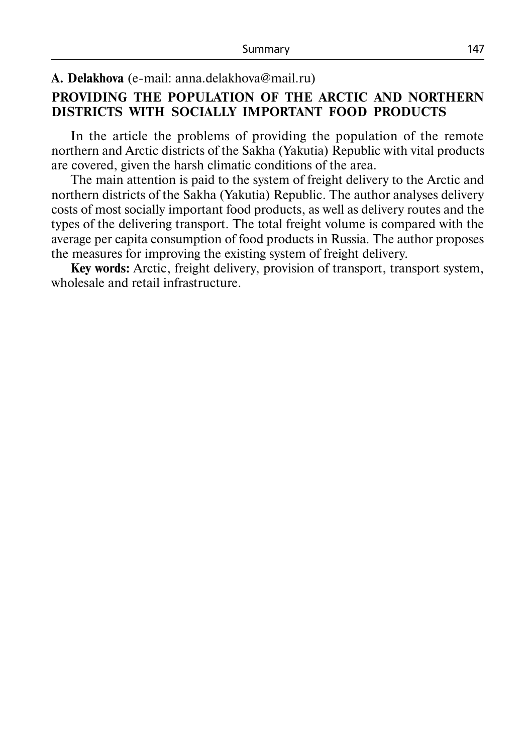**A. Delakhova** (e-mail: anna.delakhova@mail.ru)

## PROVIDING THE POPULATION OF THE ARCTIC AND NORTHERN DISTRICTS WITH SOCIALLY IMPORTANT FOOD PRODUCTS

In the article the problems of providing the population of the remote northern and Arctic districts of the Sakha (Yakutia) Republic with vital products are covered, given the harsh climatic conditions of the area.

The main attention is paid to the system of freight delivery to the Arctic and northern districts of the Sakha (Yakutia) Republic. The author analyses delivery costs of most socially important food products, as well as delivery routes and the types of the delivering transport. The total freight volume is compared with the average per capita consumption of food products in Russia. The author proposes the measures for improving the existing system of freight delivery.

**Key words:** Arctic, freight delivery, provision of transport, transport system, wholesale and retail infrastructure.